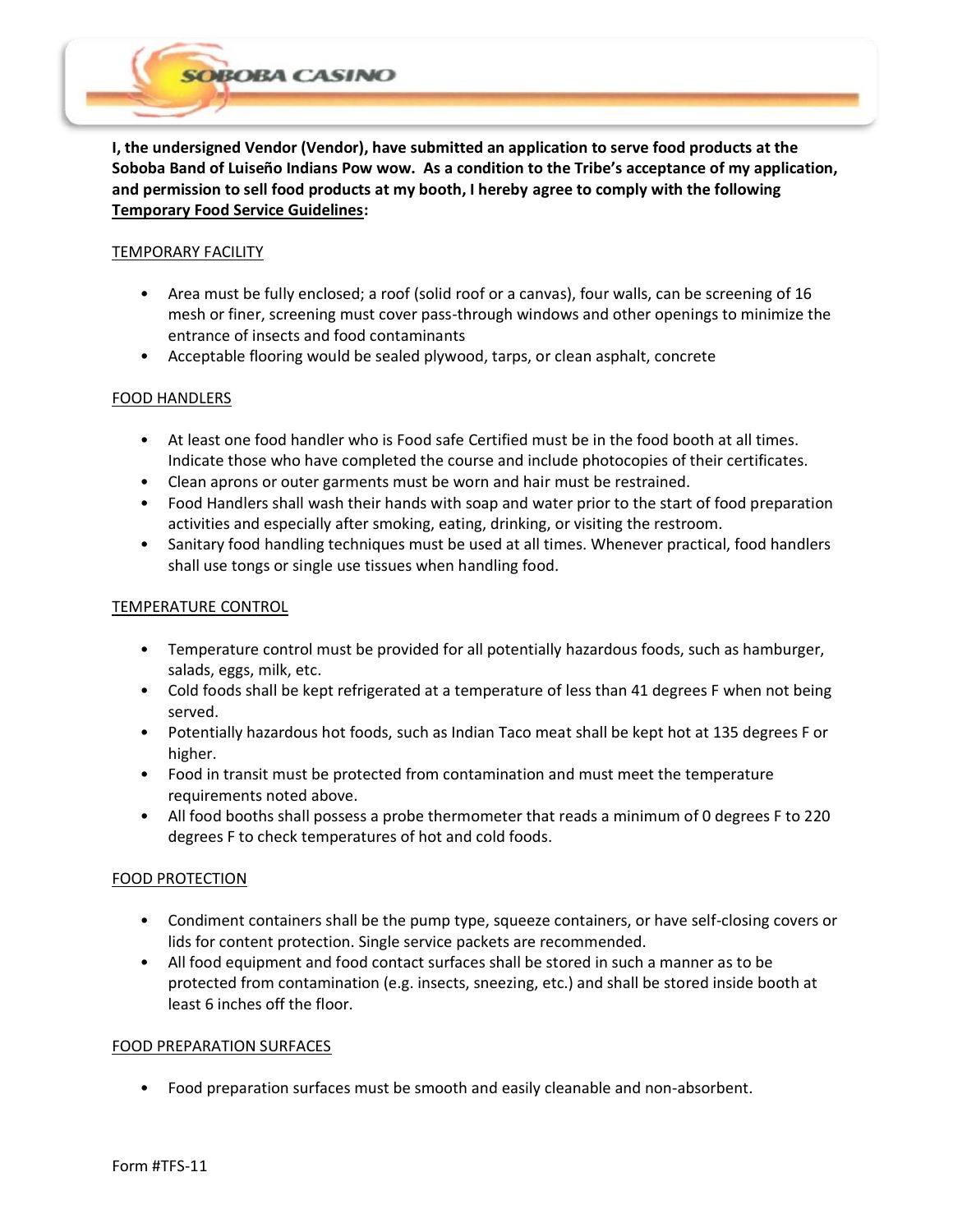SOBOBA CASINO

**I, the undersigned Vendor (Vendor), have submitted an application to serve food products at the Soboba Band of Luiseño Indians Pow wow. As a condition to the Tribe's acceptance of my application, and permission to sell food products at my booth, I hereby agree to comply with the following <u>Temporary Food Service Guidelines</u>:**

<u>TEMPORARY FACILITY</u>

- Area must be fully enclosed; a roof (solid roof or a canvas), four walls, can be screening of 16 mesh or finer, screening must cover pass-through windows and other openings to minimize the entrance of insects and food contaminants
- Acceptable flooring would be sealed plywood, tarps, or clean asphalt, concrete

<u>FOOD HANDLERS</u>

- At least one food handler who is Food safe Certified must be in the food booth at all times. Indicate those who have completed the course and include photocopies of their certificates.
- Clean aprons or outer garments must be worn and hair must be restrained.
- Food Handlers shall wash their hands with soap and water prior to the start of food preparation activities and especially after smoking, eating, drinking, or visiting the restroom.
- Sanitary food handling techniques must be used at all times. Whenever practical, food handlers shall use tongs or single use tissues when handling food.

<u>TEMPERATURE CONTROL</u>

- Temperature control must be provided for all potentially hazardous foods, such as hamburger, salads, eggs, milk, etc.
- Cold foods shall be kept refrigerated at a temperature of less than 41 degrees F when not being served.
- Potentially hazardous hot foods, such as Indian Taco meat shall be kept hot at 135 degrees F or higher.
- Food in transit must be protected from contamination and must meet the temperature requirements noted above.
- All food booths shall possess a probe thermometer that reads a minimum of 0 degrees F to 220 degrees F to check temperatures of hot and cold foods.

<u>FOOD PROTECTION</u>

- Condiment containers shall be the pump type, squeeze containers, or have self-closing covers or lids for content protection. Single service packets are recommended.
- All food equipment and food contact surfaces shall be stored in such a manner as to be protected from contamination (e.g. insects, sneezing, etc.) and shall be stored inside booth at least 6 inches off the floor.

<u>FOOD PREPARATION SURFACES</u>

- Food preparation surfaces must be smooth and easily cleanable and non-absorbent.

Form #TFS-11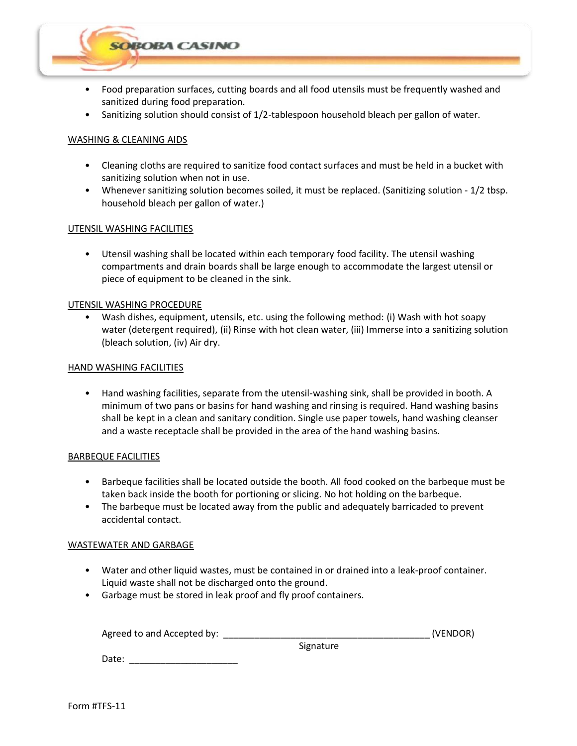- Food preparation surfaces, cutting boards and all food utensils must be frequently washed and sanitized during food preparation.
- Sanitizing solution should consist of 1/2-tablespoon household bleach per gallon of water.

<u>WASHING & CLEANING AIDS</u>

- Cleaning cloths are required to sanitize food contact surfaces and must be held in a bucket with sanitizing solution when not in use.
- Whenever sanitizing solution becomes soiled, it must be replaced. (Sanitizing solution - 1/2 tbsp. household bleach per gallon of water.)

<u>UTENSIL WASHING FACILITIES</u>

- Utensil washing shall be located within each temporary food facility. The utensil washing compartments and drain boards shall be large enough to accommodate the largest utensil or piece of equipment to be cleaned in the sink.

<u>UTENSIL WASHING PROCEDURE</u>

- Wash dishes, equipment, utensils, etc. using the following method: (i) Wash with hot soapy water (detergent required), (ii) Rinse with hot clean water, (iii) Immerse into a sanitizing solution (bleach solution, (iv) Air dry.

<u>HAND WASHING FACILITIES</u>

- Hand washing facilities, separate from the utensil-washing sink, shall be provided in booth. A minimum of two pans or basins for hand washing and rinsing is required. Hand washing basins shall be kept in a clean and sanitary condition. Single use paper towels, hand washing cleanser and a waste receptacle shall be provided in the area of the hand washing basins.

<u>BARBEQUE FACILITIES</u>

- Barbeque facilities shall be located outside the booth. All food cooked on the barbeque must be taken back inside the booth for portioning or slicing. No hot holding on the barbeque.
- The barbeque must be located away from the public and adequately barricaded to prevent accidental contact.

<u>WASTEWATER AND GARBAGE</u>

- Water and other liquid wastes, must be contained in or drained into a leak-proof container. Liquid waste shall not be discharged onto the ground.
- Garbage must be stored in leak proof and fly proof containers.

Agreed to and Accepted by: ________________________________________ (VENDOR)
Signature

Date: ____________________

Form #TFS-11